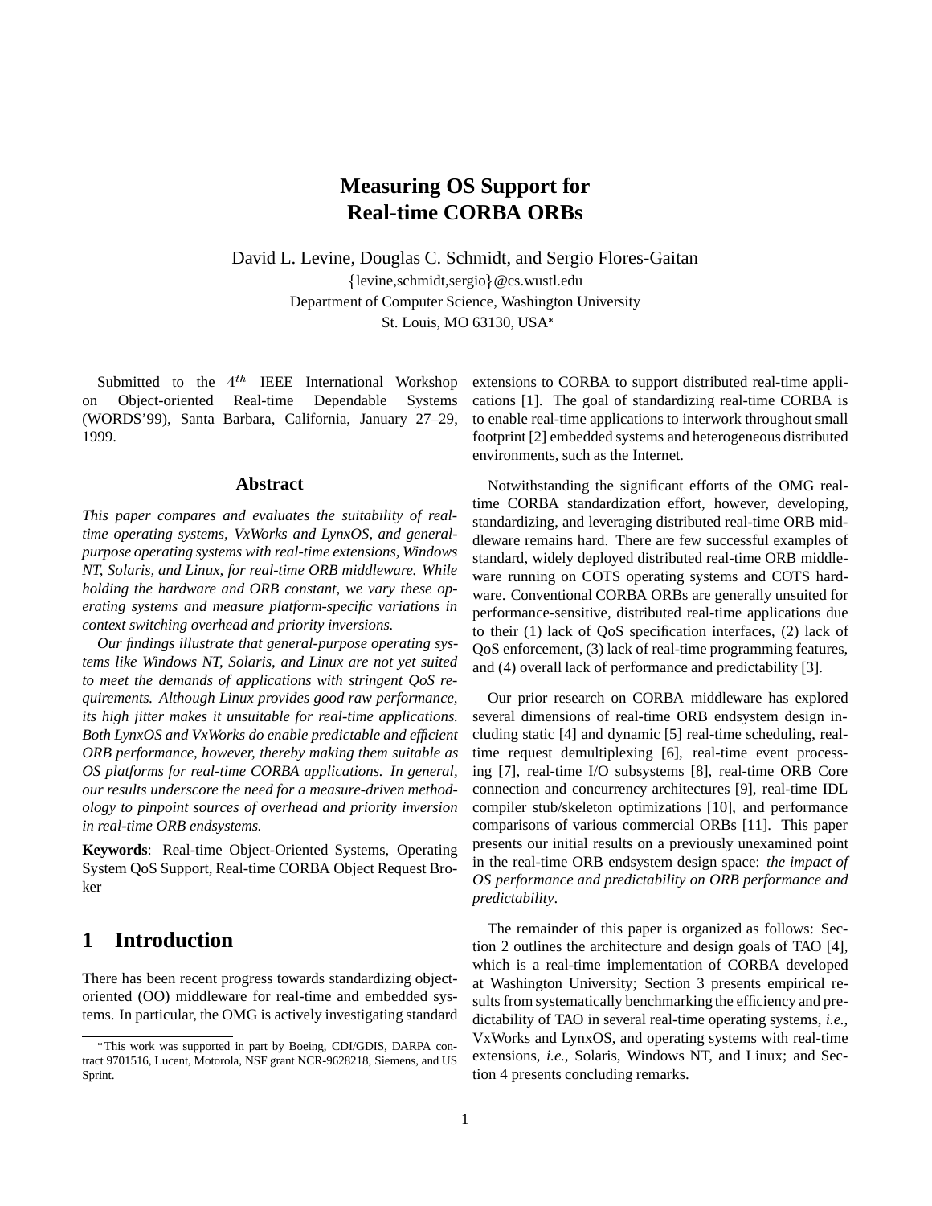# Measuring OS Support for Real-time CORBA ORBs

David L. Levine, Douglas C. Schmidt, and Sergio Flores-Gaitan

{levine,schmidt,sergio}@cs.wustl.edu

Department of Computer Science, Washington University

St. Louis, MO 63130, USA*

Submitted to the $4^{th}$ IEEE International Workshop on Object-oriented Real-time Dependable Systems (WORDS'99), Santa Barbara, California, January 27–29, 1999.

## Abstract

*This paper compares and evaluates the suitability of real-time operating systems, VxWorks and LynxOS, and general-purpose operating systems with real-time extensions, Windows NT, Solaris, and Linux, for real-time ORB middleware. While holding the hardware and ORB constant, we vary these operating systems and measure platform-specific variations in context switching overhead and priority inversions.*

*Our findings illustrate that general-purpose operating systems like Windows NT, Solaris, and Linux are not yet suited to meet the demands of applications with stringent QoS requirements. Although Linux provides good raw performance, its high jitter makes it unsuitable for real-time applications. Both LynxOS and VxWorks do enable predictable and efficient ORB performance, however, thereby making them suitable as OS platforms for real-time CORBA applications. In general, our results underscore the need for a measure-driven methodology to pinpoint sources of overhead and priority inversion in real-time ORB endsystems.*

**Keywords**: Real-time Object-Oriented Systems, Operating System QoS Support, Real-time CORBA Object Request Broker

## 1 Introduction

There has been recent progress towards standardizing object-oriented (OO) middleware for real-time and embedded systems. In particular, the OMG is actively investigating standard extensions to CORBA to support distributed real-time applications [1]. The goal of standardizing real-time CORBA is to enable real-time applications to interwork throughout small footprint [2] embedded systems and heterogeneous distributed environments, such as the Internet.

Notwithstanding the significant efforts of the OMG real-time CORBA standardization effort, however, developing, standardizing, and leveraging distributed real-time ORB middleware remains hard. There are few successful examples of standard, widely deployed distributed real-time ORB middleware running on COTS operating systems and COTS hardware. Conventional CORBA ORBs are generally unsuited for performance-sensitive, distributed real-time applications due to their (1) lack of QoS specification interfaces, (2) lack of QoS enforcement, (3) lack of real-time programming features, and (4) overall lack of performance and predictability [3].

Our prior research on CORBA middleware has explored several dimensions of real-time ORB endsystem design including static [4] and dynamic [5] real-time scheduling, real-time request demultiplexing [6], real-time event processing [7], real-time I/O subsystems [8], real-time ORB Core connection and concurrency architectures [9], real-time IDL compiler stub/skeleton optimizations [10], and performance comparisons of various commercial ORBs [11]. This paper presents our initial results on a previously unexamined point in the real-time ORB endsystem design space: *the impact of OS performance and predictability on ORB performance and predictability*.

The remainder of this paper is organized as follows: Section 2 outlines the architecture and design goals of TAO [4], which is a real-time implementation of CORBA developed at Washington University; Section 3 presents empirical results from systematically benchmarking the efficiency and predictability of TAO in several real-time operating systems, *i.e.*, VxWorks and LynxOS, and operating systems with real-time extensions, *i.e.*, Solaris, Windows NT, and Linux; and Section 4 presents concluding remarks.

*This work was supported in part by Boeing, CDI/GDIS, DARPA contract 9701516, Lucent, Motorola, NSF grant NCR-9628218, Siemens, and US Sprint.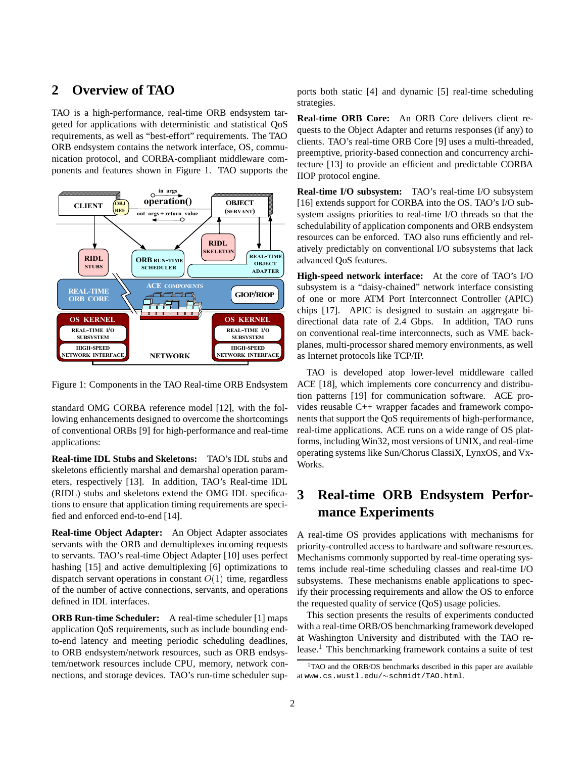## 2 Overview of TAO

TAO is a high-performance, real-time ORB endsystem targeted for applications with deterministic and statistical QoS requirements, as well as "best-effort" requirements. The TAO ORB endsystem contains the network interface, OS, communication protocol, and CORBA-compliant middleware components and features shown in Figure 1. TAO supports the standard OMG CORBA reference model [12], with the following enhancements designed to overcome the shortcomings of conventional ORBs [9] for high-performance and real-time applications:

Figure 1: Components in the TAO Real-time ORB Endsystem

**Real-time IDL Stubs and Skeletons:** TAO's IDL stubs and skeletons efficiently marshal and demarshal operation parameters, respectively [13]. In addition, TAO's Real-time IDL (RIDL) stubs and skeletons extend the OMG IDL specifications to ensure that application timing requirements are specified and enforced end-to-end [14].

**Real-time Object Adapter:** An Object Adapter associates servants with the ORB and demultiplexes incoming requests to servants. TAO's real-time Object Adapter [10] uses perfect hashing [15] and active demultiplexing [6] optimizations to dispatch servant operations in constant $O(1)$ time, regardless of the number of active connections, servants, and operations defined in IDL interfaces.

**ORB Run-time Scheduler:** A real-time scheduler [1] maps application QoS requirements, such as include bounding end-to-end latency and meeting periodic scheduling deadlines, to ORB endsystem/network resources, such as ORB endsystem/network resources include CPU, memory, network connections, and storage devices. TAO's run-time scheduler supports both static [4] and dynamic [5] real-time scheduling strategies.

**Real-time ORB Core:** An ORB Core delivers client requests to the Object Adapter and returns responses (if any) to clients. TAO's real-time ORB Core [9] uses a multi-threaded, preemptive, priority-based connection and concurrency architecture [13] to provide an efficient and predictable CORBA IIOP protocol engine.

**Real-time I/O subsystem:** TAO's real-time I/O subsystem [16] extends support for CORBA into the OS. TAO's I/O subsystem assigns priorities to real-time I/O threads so that the schedulability of application components and ORB endsystem resources can be enforced. TAO also runs efficiently and relatively predictably on conventional I/O subsystems that lack advanced QoS features.

**High-speed network interface:** At the core of TAO's I/O subsystem is a "daisy-chained" network interface consisting of one or more ATM Port Interconnect Controller (APIC) chips [17]. APIC is designed to sustain an aggregate bi-directional data rate of 2.4 Gbps. In addition, TAO runs on conventional real-time interconnects, such as VME backplanes, multi-processor shared memory environments, as well as Internet protocols like TCP/IP.

TAO is developed atop lower-level middleware called ACE [18], which implements core concurrency and distribution patterns [19] for communication software. ACE provides reusable C++ wrapper facades and framework components that support the QoS requirements of high-performance, real-time applications. ACE runs on a wide range of OS platforms, including Win32, most versions of UNIX, and real-time operating systems like Sun/Chorus ClassiX, LynxOS, and VxWorks.

## 3 Real-time ORB Endsystem Performance Experiments

A real-time OS provides applications with mechanisms for priority-controlled access to hardware and software resources. Mechanisms commonly supported by real-time operating systems include real-time scheduling classes and real-time I/O subsystems. These mechanisms enable applications to specify their processing requirements and allow the OS to enforce the requested quality of service (QoS) usage policies.

This section presents the results of experiments conducted with a real-time ORB/OS benchmarking framework developed at Washington University and distributed with the TAO release.[1] This benchmarking framework contains a suite of test

[1] TAO and the ORB/OS benchmarks described in this paper are available at www.cs.wustl.edu/~schmidt/TAO.html.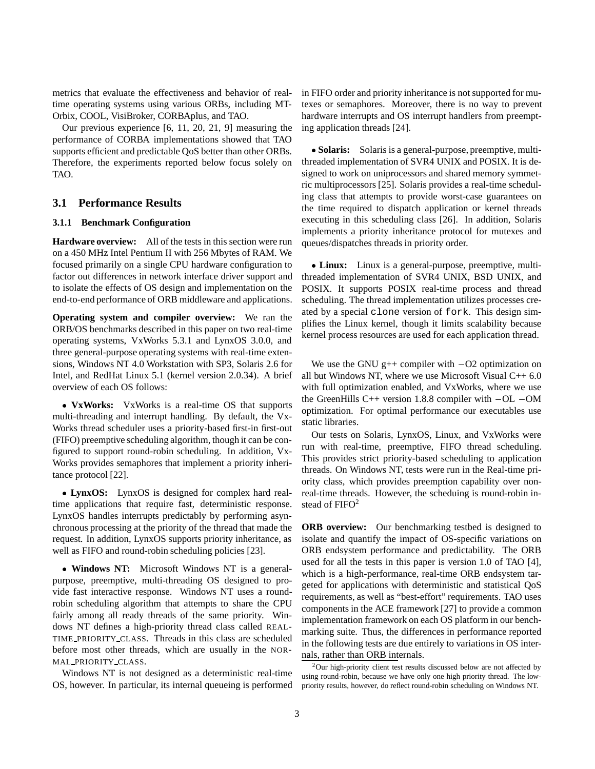metrics that evaluate the effectiveness and behavior of real-time operating systems using various ORBs, including MT-Orbix, COOL, VisiBroker, CORBAplus, and TAO.

Our previous experience [6, 11, 20, 21, 9] measuring the performance of CORBA implementations showed that TAO supports efficient and predictable QoS better than other ORBs. Therefore, the experiments reported below focus solely on TAO.

## 3.1 Performance Results

### 3.1.1 Benchmark Configuration

**Hardware overview:** All of the tests in this section were run on a 450 MHz Intel Pentium II with 256 Mbytes of RAM. We focused primarily on a single CPU hardware configuration to factor out differences in network interface driver support and to isolate the effects of OS design and implementation on the end-to-end performance of ORB middleware and applications.

**Operating system and compiler overview:** We ran the ORB/OS benchmarks described in this paper on two real-time operating systems, VxWorks 5.3.1 and LynxOS 3.0.0, and three general-purpose operating systems with real-time extensions, Windows NT 4.0 Workstation with SP3, Solaris 2.6 for Intel, and RedHat Linux 5.1 (kernel version 2.0.34). A brief overview of each OS follows:

- **VxWorks:** VxWorks is a real-time OS that supports multi-threading and interrupt handling. By default, the VxWorks thread scheduler uses a priority-based first-in first-out (FIFO) preemptive scheduling algorithm, though it can be configured to support round-robin scheduling. In addition, VxWorks provides semaphores that implement a priority inheritance protocol [22].

- **LynxOS:** LynxOS is designed for complex hard real-time applications that require fast, deterministic response. LynxOS handles interrupts predictably by performing asynchronous processing at the priority of the thread that made the request. In addition, LynxOS supports priority inheritance, as well as FIFO and round-robin scheduling policies [23].

- **Windows NT:** Microsoft Windows NT is a general-purpose, preemptive, multi-threading OS designed to provide fast interactive response. Windows NT uses a round-robin scheduling algorithm that attempts to share the CPU fairly among all ready threads of the same priority. Windows NT defines a high-priority thread class called REALTIME_PRIORITY_CLASS. Threads in this class are scheduled before most other threads, which are usually in the NORMAL_PRIORITY_CLASS.

  Windows NT is not designed as a deterministic real-time OS, however. In particular, its internal queueing is performed in FIFO order and priority inheritance is not supported for mutexes or semaphores. Moreover, there is no way to prevent hardware interrupts and OS interrupt handlers from preempting application threads [24].

- **Solaris:** Solaris is a general-purpose, preemptive, multi-threaded implementation of SVR4 UNIX and POSIX. It is designed to work on uniprocessors and shared memory symmetric multiprocessors [25]. Solaris provides a real-time scheduling class that attempts to provide worst-case guarantees on the time required to dispatch application or kernel threads executing in this scheduling class [26]. In addition, Solaris implements a priority inheritance protocol for mutexes and queues/dispatches threads in priority order.

- **Linux:** Linux is a general-purpose, preemptive, multi-threaded implementation of SVR4 UNIX, BSD UNIX, and POSIX. It supports POSIX real-time process and thread scheduling. The thread implementation utilizes processes created by a special `clone` version of `fork`. This design simplifies the Linux kernel, though it limits scalability because kernel process resources are used for each application thread.

We use the GNU g++ compiler with −O2 optimization on all but Windows NT, where we use Microsoft Visual C++ 6.0 with full optimization enabled, and VxWorks, where we use the GreenHills C++ version 1.8.8 compiler with −OL −OM optimization. For optimal performance our executables use static libraries.

Our tests on Solaris, LynxOS, Linux, and VxWorks were run with real-time, preemptive, FIFO thread scheduling. This provides strict priority-based scheduling to application threads. On Windows NT, tests were run in the Real-time priority class, which provides preemption capability over non-real-time threads. However, the scheduing is round-robin instead of FIFO[2]

**ORB overview:** Our benchmarking testbed is designed to isolate and quantify the impact of OS-specific variations on ORB endsystem performance and predictability. The ORB used for all the tests in this paper is version 1.0 of TAO [4], which is a high-performance, real-time ORB endsystem targeted for applications with deterministic and statistical QoS requirements, as well as "best-effort" requirements. TAO uses components in the ACE framework [27] to provide a common implementation framework on each OS platform in our benchmarking suite. Thus, the differences in performance reported in the following tests are due entirely to variations in OS internals, rather than ORB internals.

[2] Our high-priority client test results discussed below are not affected by using round-robin, because we have only one high priority thread. The low-priority results, however, do reflect round-robin scheduling on Windows NT.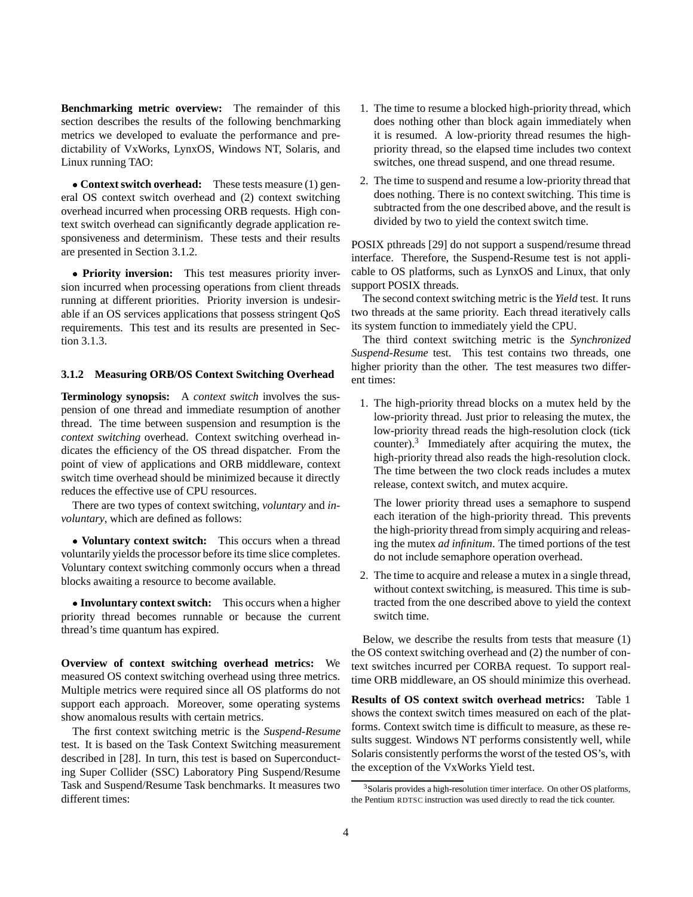**Benchmarking metric overview:** The remainder of this section describes the results of the following benchmarking metrics we developed to evaluate the performance and predictability of VxWorks, LynxOS, Windows NT, Solaris, and Linux running TAO:

- **Context switch overhead:** These tests measure (1) general OS context switch overhead and (2) context switching overhead incurred when processing ORB requests. High context switch overhead can significantly degrade application responsiveness and determinism. These tests and their results are presented in Section 3.1.2.

- **Priority inversion:** This test measures priority inversion incurred when processing operations from client threads running at different priorities. Priority inversion is undesirable if an OS services applications that possess stringent QoS requirements. This test and its results are presented in Section 3.1.3.

### 3.1.2 Measuring ORB/OS Context Switching Overhead

**Terminology synopsis:** A *context switch* involves the suspension of one thread and immediate resumption of another thread. The time between suspension and resumption is the *context switching* overhead. Context switching overhead indicates the efficiency of the OS thread dispatcher. From the point of view of applications and ORB middleware, context switch time overhead should be minimized because it directly reduces the effective use of CPU resources.

There are two types of context switching, *voluntary* and *involuntary*, which are defined as follows:

- **Voluntary context switch:** This occurs when a thread voluntarily yields the processor before its time slice completes. Voluntary context switching commonly occurs when a thread blocks awaiting a resource to become available.

- **Involuntary context switch:** This occurs when a higher priority thread becomes runnable or because the current thread's time quantum has expired.

**Overview of context switching overhead metrics:** We measured OS context switching overhead using three metrics. Multiple metrics were required since all OS platforms do not support each approach. Moreover, some operating systems show anomalous results with certain metrics.

The first context switching metric is the *Suspend-Resume* test. It is based on the Task Context Switching measurement described in [28]. In turn, this test is based on Superconducting Super Collider (SSC) Laboratory Ping Suspend/Resume Task and Suspend/Resume Task benchmarks. It measures two different times:

1. The time to resume a blocked high-priority thread, which does nothing other than block again immediately when it is resumed. A low-priority thread resumes the high-priority thread, so the elapsed time includes two context switches, one thread suspend, and one thread resume.
2. The time to suspend and resume a low-priority thread that does nothing. There is no context switching. This time is subtracted from the one described above, and the result is divided by two to yield the context switch time.

POSIX pthreads [29] do not support a suspend/resume thread interface. Therefore, the Suspend-Resume test is not applicable to OS platforms, such as LynxOS and Linux, that only support POSIX threads.

The second context switching metric is the *Yield* test. It runs two threads at the same priority. Each thread iteratively calls its system function to immediately yield the CPU.

The third context switching metric is the *Synchronized Suspend-Resume* test. This test contains two threads, one higher priority than the other. The test measures two different times:

1. The high-priority thread blocks on a mutex held by the low-priority thread. Just prior to releasing the mutex, the low-priority thread reads the high-resolution clock (tick counter).[3] Immediately after acquiring the mutex, the high-priority thread also reads the high-resolution clock. The time between the two clock reads includes a mutex release, context switch, and mutex acquire.

   The lower priority thread uses a semaphore to suspend each iteration of the high-priority thread. This prevents the high-priority thread from simply acquiring and releasing the mutex *ad infinitum*. The timed portions of the test do not include semaphore operation overhead.

2. The time to acquire and release a mutex in a single thread, without context switching, is measured. This time is subtracted from the one described above to yield the context switch time.

Below, we describe the results from tests that measure (1) the OS context switching overhead and (2) the number of context switches incurred per CORBA request. To support real-time ORB middleware, an OS should minimize this overhead.

**Results of OS context switch overhead metrics:** Table 1 shows the context switch times measured on each of the platforms. Context switch time is difficult to measure, as these results suggest. Windows NT performs consistently well, while Solaris consistently performs the worst of the tested OS's, with the exception of the VxWorks Yield test.

[3] Solaris provides a high-resolution timer interface. On other OS platforms, the Pentium RDTSC instruction was used directly to read the tick counter.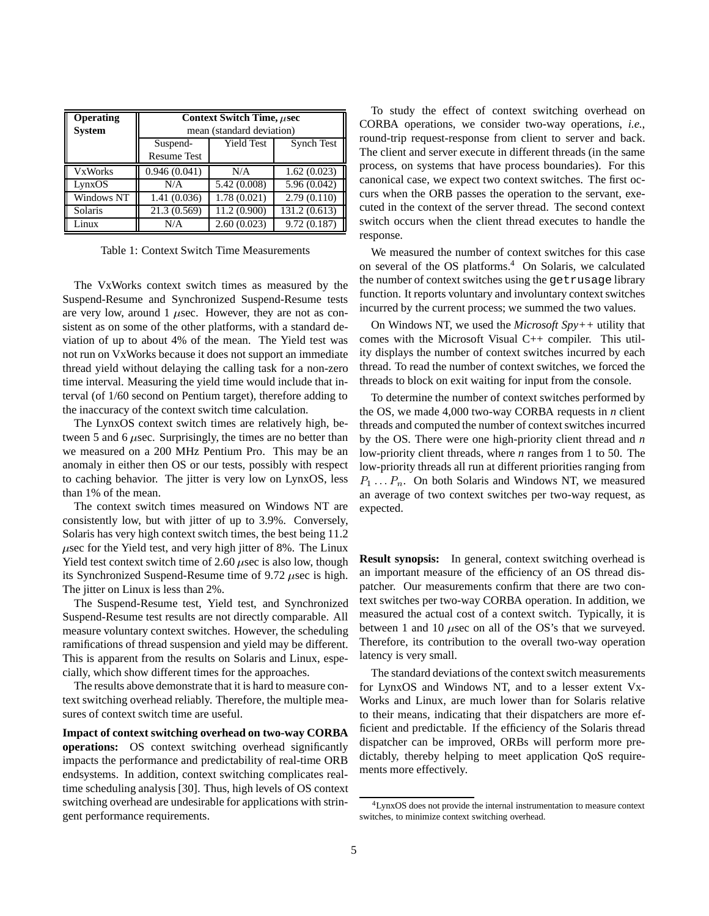| Operating System | Context Switch Time, $\mu$sec mean (standard deviation) | | |
|---|---|---|---|
| | Suspend-Resume Test | Yield Test | Synch Test |
| VxWorks | 0.946 (0.041) | N/A | 1.62 (0.023) |
| LynxOS | N/A | 5.42 (0.008) | 5.96 (0.042) |
| Windows NT | 1.41 (0.036) | 1.78 (0.021) | 2.79 (0.110) |
| Solaris | 21.3 (0.569) | 11.2 (0.900) | 131.2 (0.613) |
| Linux | N/A | 2.60 (0.023) | 9.72 (0.187) |

Table 1: Context Switch Time Measurements

The VxWorks context switch times as measured by the Suspend-Resume and Synchronized Suspend-Resume tests are very low, around 1 $\mu$sec. However, they are not as consistent as on some of the other platforms, with a standard deviation of up to about 4% of the mean. The Yield test was not run on VxWorks because it does not support an immediate thread yield without delaying the calling task for a non-zero time interval. Measuring the yield time would include that interval (of 1/60 second on Pentium target), therefore adding to the inaccuracy of the context switch time calculation.

The LynxOS context switch times are relatively high, between 5 and 6 $\mu$sec. Surprisingly, the times are no better than we measured on a 200 MHz Pentium Pro. This may be an anomaly in either then OS or our tests, possibly with respect to caching behavior. The jitter is very low on LynxOS, less than 1% of the mean.

The context switch times measured on Windows NT are consistently low, but with jitter of up to 3.9%. Conversely, Solaris has very high context switch times, the best being 11.2 $\mu$sec for the Yield test, and very high jitter of 8%. The Linux Yield test context switch time of 2.60 $\mu$sec is also low, though its Synchronized Suspend-Resume time of 9.72 $\mu$sec is high. The jitter on Linux is less than 2%.

The Suspend-Resume test, Yield test, and Synchronized Suspend-Resume test results are not directly comparable. All measure voluntary context switches. However, the scheduling ramifications of thread suspension and yield may be different. This is apparent from the results on Solaris and Linux, especially, which show different times for the approaches.

The results above demonstrate that it is hard to measure context switching overhead reliably. Therefore, the multiple measures of context switch time are useful.

**Impact of context switching overhead on two-way CORBA operations:** OS context switching overhead significantly impacts the performance and predictability of real-time ORB endsystems. In addition, context switching complicates real-time scheduling analysis [30]. Thus, high levels of OS context switching overhead are undesirable for applications with stringent performance requirements.

To study the effect of context switching overhead on CORBA operations, we consider two-way operations, *i.e.*, round-trip request-response from client to server and back. The client and server execute in different threads (in the same process, on systems that have process boundaries). For this canonical case, we expect two context switches. The first occurs when the ORB passes the operation to the servant, executed in the context of the server thread. The second context switch occurs when the client thread executes to handle the response.

We measured the number of context switches for this case on several of the OS platforms.[4] On Solaris, we calculated the number of context switches using the `getrusage` library function. It reports voluntary and involuntary context switches incurred by the current process; we summed the two values.

On Windows NT, we used the *Microsoft Spy++* utility that comes with the Microsoft Visual C++ compiler. This utility displays the number of context switches incurred by each thread. To read the number of context switches, we forced the threads to block on exit waiting for input from the console.

To determine the number of context switches performed by the OS, we made 4,000 two-way CORBA requests in *n* client threads and computed the number of context switches incurred by the OS. There were one high-priority client thread and *n* low-priority client threads, where *n* ranges from 1 to 50. The low-priority threads all run at different priorities ranging from $P_1 \ldots P_n$. On both Solaris and Windows NT, we measured an average of two context switches per two-way request, as expected.

**Result synopsis:** In general, context switching overhead is an important measure of the efficiency of an OS thread dispatcher. Our measurements confirm that there are two context switches per two-way CORBA operation. In addition, we measured the actual cost of a context switch. Typically, it is between 1 and 10 $\mu$sec on all of the OS's that we surveyed. Therefore, its contribution to the overall two-way operation latency is very small.

The standard deviations of the context switch measurements for LynxOS and Windows NT, and to a lesser extent VxWorks and Linux, are much lower than for Solaris relative to their means, indicating that their dispatchers are more efficient and predictable. If the efficiency of the Solaris thread dispatcher can be improved, ORBs will perform more predictably, thereby helping to meet application QoS requirements more effectively.

[4] LynxOS does not provide the internal instrumentation to measure context switches, to minimize context switching overhead.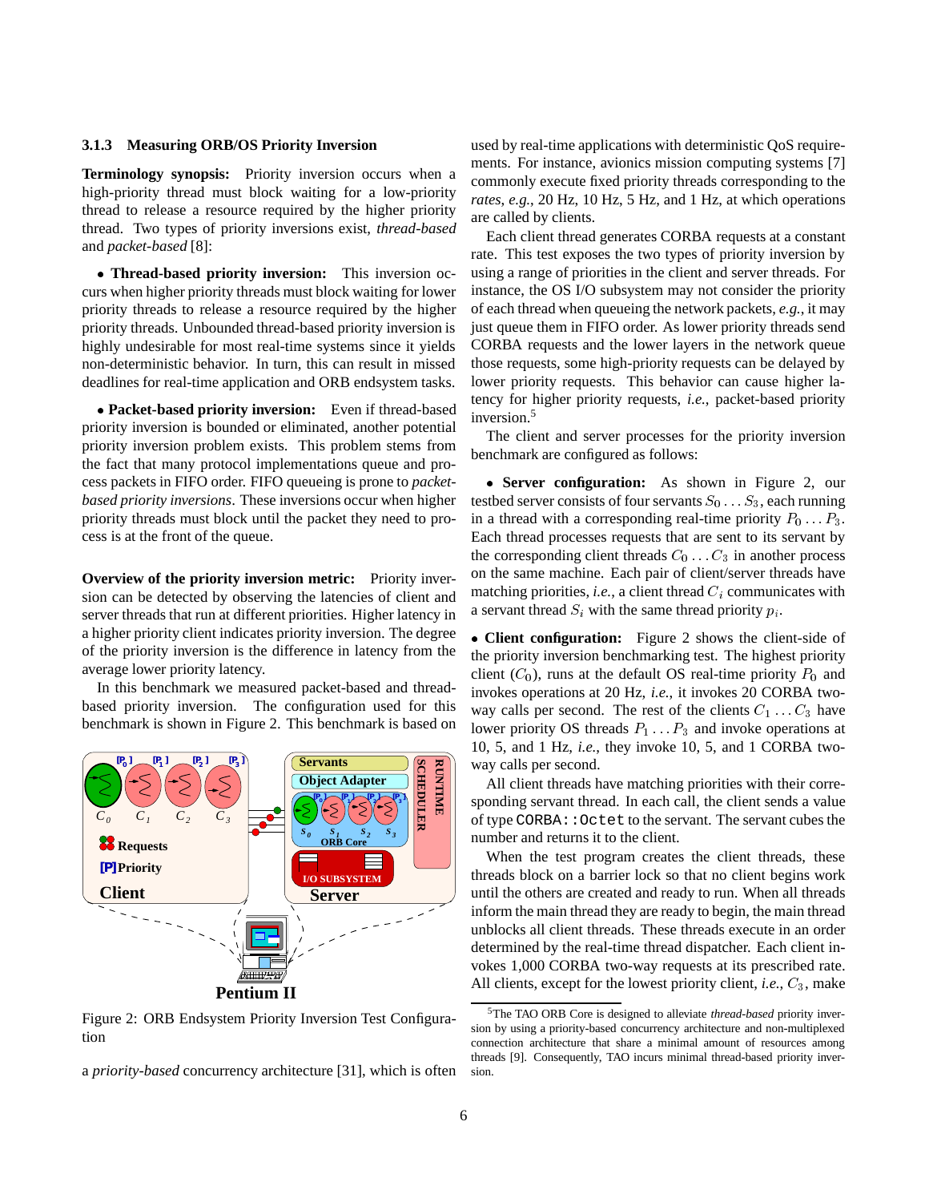### 3.1.3 Measuring ORB/OS Priority Inversion

**Terminology synopsis:** Priority inversion occurs when a high-priority thread must block waiting for a low-priority thread to release a resource required by the higher priority thread. Two types of priority inversions exist, *thread-based* and *packet-based* [8]:

- **Thread-based priority inversion:** This inversion occurs when higher priority threads must block waiting for lower priority threads to release a resource required by the higher priority threads. Unbounded thread-based priority inversion is highly undesirable for most real-time systems since it yields non-deterministic behavior. In turn, this can result in missed deadlines for real-time application and ORB endsystem tasks.

- **Packet-based priority inversion:** Even if thread-based priority inversion is bounded or eliminated, another potential priority inversion problem exists. This problem stems from the fact that many protocol implementations queue and process packets in FIFO order. FIFO queueing is prone to *packet-based priority inversions*. These inversions occur when higher priority threads must block until the packet they need to process is at the front of the queue.

**Overview of the priority inversion metric:** Priority inversion can be detected by observing the latencies of client and server threads that run at different priorities. Higher latency in a higher priority client indicates priority inversion. The degree of the priority inversion is the difference in latency from the average lower priority latency.

In this benchmark we measured packet-based and thread-based priority inversion. The configuration used for this benchmark is shown in Figure 2. This benchmark is based on a *priority-based* concurrency architecture [31], which is often used by real-time applications with deterministic QoS requirements. For instance, avionics mission computing systems [7] commonly execute fixed priority threads corresponding to the *rates*, *e.g.*, 20 Hz, 10 Hz, 5 Hz, and 1 Hz, at which operations are called by clients.

Figure 2: ORB Endsystem Priority Inversion Test Configuration

Each client thread generates CORBA requests at a constant rate. This test exposes the two types of priority inversion by using a range of priorities in the client and server threads. For instance, the OS I/O subsystem may not consider the priority of each thread when queueing the network packets, *e.g.*, it may just queue them in FIFO order. As lower priority threads send CORBA requests and the lower layers in the network queue those requests, some high-priority requests can be delayed by lower priority requests. This behavior can cause higher latency for higher priority requests, *i.e.*, packet-based priority inversion.[5]

The client and server processes for the priority inversion benchmark are configured as follows:

- **Server configuration:** As shown in Figure 2, our testbed server consists of four servants $S_0 \ldots S_3$, each running in a thread with a corresponding real-time priority $P_0 \ldots P_3$. Each thread processes requests that are sent to its servant by the corresponding client threads $C_0 \ldots C_3$ in another process on the same machine. Each pair of client/server threads have matching priorities, *i.e.*, a client thread $C_i$ communicates with a servant thread $S_i$ with the same thread priority $p_i$.

- **Client configuration:** Figure 2 shows the client-side of the priority inversion benchmarking test. The highest priority client ($C_0$), runs at the default OS real-time priority $P_0$ and invokes operations at 20 Hz, *i.e.*, it invokes 20 CORBA two-way calls per second. The rest of the clients $C_1 \ldots C_3$ have lower priority OS threads $P_1 \ldots P_3$ and invoke operations at 10, 5, and 1 Hz, *i.e.*, they invoke 10, 5, and 1 CORBA two-way calls per second.

All client threads have matching priorities with their corresponding servant thread. In each call, the client sends a value of type `CORBA::Octet` to the servant. The servant cubes the number and returns it to the client.

When the test program creates the client threads, these threads block on a barrier lock so that no client begins work until the others are created and ready to run. When all threads inform the main thread they are ready to begin, the main thread unblocks all client threads. These threads execute in an order determined by the real-time thread dispatcher. Each client invokes 1,000 CORBA two-way requests at its prescribed rate. All clients, except for the lowest priority client, *i.e.*, $C_3$, make

[5] The TAO ORB Core is designed to alleviate *thread-based* priority inversion by using a priority-based concurrency architecture and non-multiplexed connection architecture that share a minimal amount of resources among threads [9]. Consequently, TAO incurs minimal thread-based priority inversion.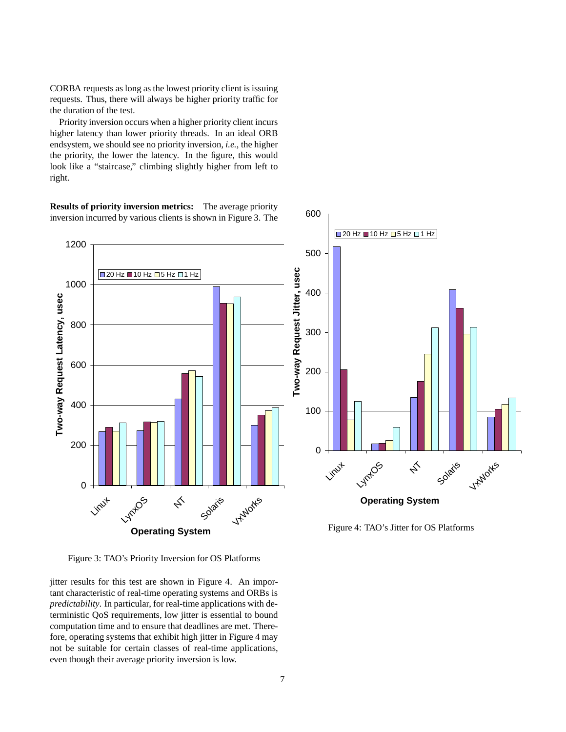CORBA requests as long as the lowest priority client is issuing requests. Thus, there will always be higher priority traffic for the duration of the test.

Priority inversion occurs when a higher priority client incurs higher latency than lower priority threads. In an ideal ORB endsystem, we should see no priority inversion, *i.e.*, the higher the priority, the lower the latency. In the figure, this would look like a "staircase," climbing slightly higher from left to right.

**Results of priority inversion metrics:** The average priority inversion incurred by various clients is shown in Figure 3. The jitter results for this test are shown in Figure 4. An important characteristic of real-time operating systems and ORBs is *predictability*. In particular, for real-time applications with deterministic QoS requirements, low jitter is essential to bound computation time and to ensure that deadlines are met. Therefore, operating systems that exhibit high jitter in Figure 4 may not be suitable for certain classes of real-time applications, even though their average priority inversion is low.

Figure 3: TAO's Priority Inversion for OS Platforms

Figure 4: TAO's Jitter for OS Platforms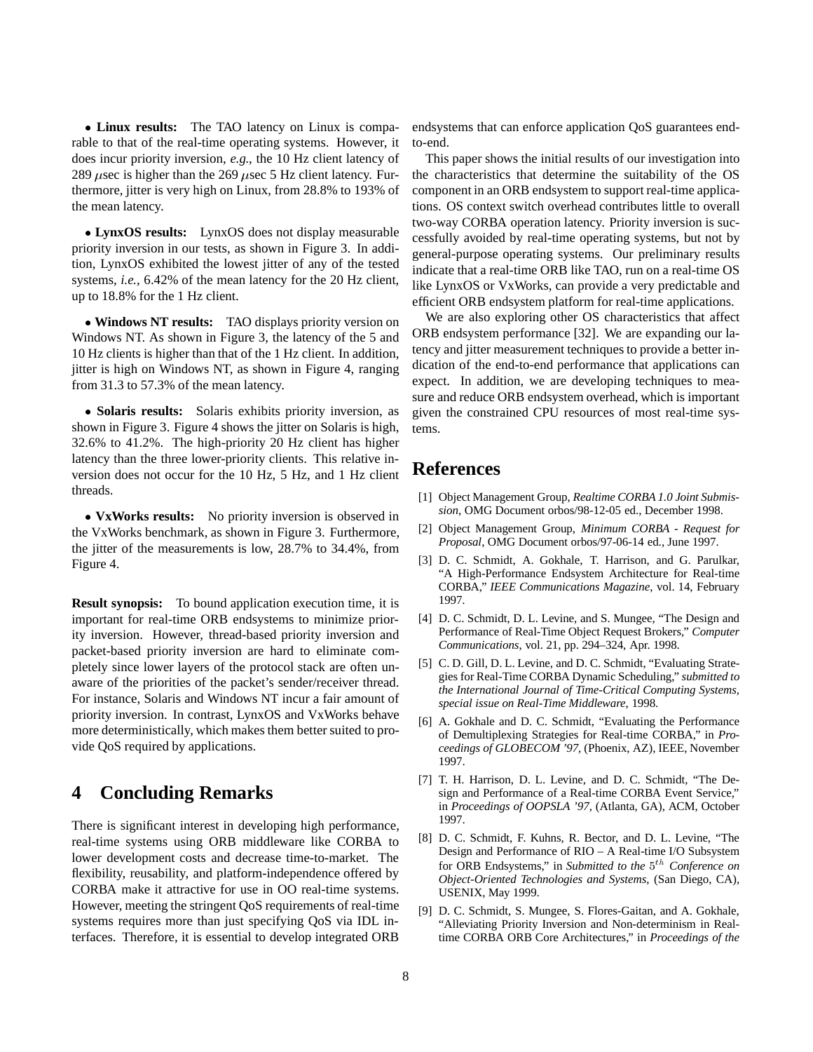- **Linux results:** The TAO latency on Linux is comparable to that of the real-time operating systems. However, it does incur priority inversion, *e.g.*, the 10 Hz client latency of 289 $\mu$sec is higher than the 269 $\mu$sec 5 Hz client latency. Furthermore, jitter is very high on Linux, from 28.8% to 193% of the mean latency.

- **LynxOS results:** LynxOS does not display measurable priority inversion in our tests, as shown in Figure 3. In addition, LynxOS exhibited the lowest jitter of any of the tested systems, *i.e.*, 6.42% of the mean latency for the 20 Hz client, up to 18.8% for the 1 Hz client.

- **Windows NT results:** TAO displays priority version on Windows NT. As shown in Figure 3, the latency of the 5 and 10 Hz clients is higher than that of the 1 Hz client. In addition, jitter is high on Windows NT, as shown in Figure 4, ranging from 31.3 to 57.3% of the mean latency.

- **Solaris results:** Solaris exhibits priority inversion, as shown in Figure 3. Figure 4 shows the jitter on Solaris is high, 32.6% to 41.2%. The high-priority 20 Hz client has higher latency than the three lower-priority clients. This relative inversion does not occur for the 10 Hz, 5 Hz, and 1 Hz client threads.

- **VxWorks results:** No priority inversion is observed in the VxWorks benchmark, as shown in Figure 3. Furthermore, the jitter of the measurements is low, 28.7% to 34.4%, from Figure 4.

**Result synopsis:** To bound application execution time, it is important for real-time ORB endsystems to minimize priority inversion. However, thread-based priority inversion and packet-based priority inversion are hard to eliminate completely since lower layers of the protocol stack are often unaware of the priorities of the packet's sender/receiver thread. For instance, Solaris and Windows NT incur a fair amount of priority inversion. In contrast, LynxOS and VxWorks behave more deterministically, which makes them better suited to provide QoS required by applications.

# 4 Concluding Remarks

There is significant interest in developing high performance, real-time systems using ORB middleware like CORBA to lower development costs and decrease time-to-market. The flexibility, reusability, and platform-independence offered by CORBA make it attractive for use in OO real-time systems. However, meeting the stringent QoS requirements of real-time systems requires more than just specifying QoS via IDL interfaces. Therefore, it is essential to develop integrated ORB endsystems that can enforce application QoS guarantees end-to-end.

This paper shows the initial results of our investigation into the characteristics that determine the suitability of the OS component in an ORB endsystem to support real-time applications. OS context switch overhead contributes little to overall two-way CORBA operation latency. Priority inversion is successfully avoided by real-time operating systems, but not by general-purpose operating systems. Our preliminary results indicate that a real-time ORB like TAO, run on a real-time OS like LynxOS or VxWorks, can provide a very predictable and efficient ORB endsystem platform for real-time applications.

We are also exploring other OS characteristics that affect ORB endsystem performance [32]. We are expanding our latency and jitter measurement techniques to provide a better indication of the end-to-end performance that applications can expect. In addition, we are developing techniques to measure and reduce ORB endsystem overhead, which is important given the constrained CPU resources of most real-time systems.

# References

[1] Object Management Group, *Realtime CORBA 1.0 Joint Submission*, OMG Document orbos/98-12-05 ed., December 1998.

[2] Object Management Group, *Minimum CORBA - Request for Proposal*, OMG Document orbos/97-06-14 ed., June 1997.

[3] D. C. Schmidt, A. Gokhale, T. Harrison, and G. Parulkar, "A High-Performance Endsystem Architecture for Real-time CORBA," *IEEE Communications Magazine*, vol. 14, February 1997.

[4] D. C. Schmidt, D. L. Levine, and S. Mungee, "The Design and Performance of Real-Time Object Request Brokers," *Computer Communications*, vol. 21, pp. 294–324, Apr. 1998.

[5] C. D. Gill, D. L. Levine, and D. C. Schmidt, "Evaluating Strategies for Real-Time CORBA Dynamic Scheduling," *submitted to the International Journal of Time-Critical Computing Systems, special issue on Real-Time Middleware*, 1998.

[6] A. Gokhale and D. C. Schmidt, "Evaluating the Performance of Demultiplexing Strategies for Real-time CORBA," in *Proceedings of GLOBECOM '97*, (Phoenix, AZ), IEEE, November 1997.

[7] T. H. Harrison, D. L. Levine, and D. C. Schmidt, "The Design and Performance of a Real-time CORBA Event Service," in *Proceedings of OOPSLA '97*, (Atlanta, GA), ACM, October 1997.

[8] D. C. Schmidt, F. Kuhns, R. Bector, and D. L. Levine, "The Design and Performance of RIO – A Real-time I/O Subsystem for ORB Endsystems," in *Submitted to the* $5^{th}$ *Conference on Object-Oriented Technologies and Systems*, (San Diego, CA), USENIX, May 1999.

[9] D. C. Schmidt, S. Mungee, S. Flores-Gaitan, and A. Gokhale, "Alleviating Priority Inversion and Non-determinism in Real-time CORBA ORB Core Architectures," in *Proceedings of the*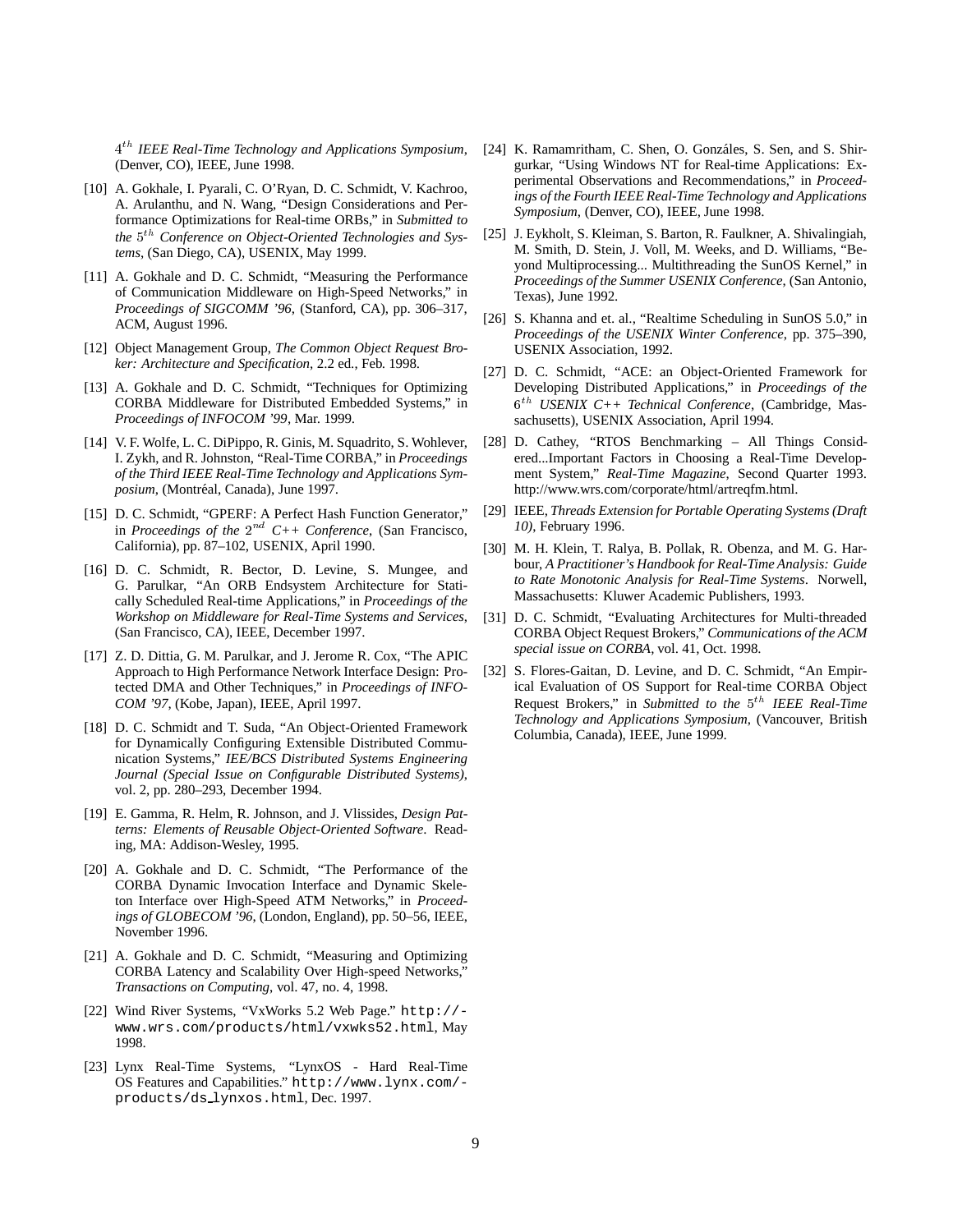$4^{th}$ *IEEE Real-Time Technology and Applications Symposium*, (Denver, CO), IEEE, June 1998.

[10] A. Gokhale, I. Pyarali, C. O'Ryan, D. C. Schmidt, V. Kachroo, A. Arulanthu, and N. Wang, "Design Considerations and Performance Optimizations for Real-time ORBs," in *Submitted to the* $5^{th}$ *Conference on Object-Oriented Technologies and Systems*, (San Diego, CA), USENIX, May 1999.

[11] A. Gokhale and D. C. Schmidt, "Measuring the Performance of Communication Middleware on High-Speed Networks," in *Proceedings of SIGCOMM '96*, (Stanford, CA), pp. 306–317, ACM, August 1996.

[12] Object Management Group, *The Common Object Request Broker: Architecture and Specification*, 2.2 ed., Feb. 1998.

[13] A. Gokhale and D. C. Schmidt, "Techniques for Optimizing CORBA Middleware for Distributed Embedded Systems," in *Proceedings of INFOCOM '99*, Mar. 1999.

[14] V. F. Wolfe, L. C. DiPippo, R. Ginis, M. Squadrito, S. Wohlever, I. Zykh, and R. Johnston, "Real-Time CORBA," in *Proceedings of the Third IEEE Real-Time Technology and Applications Symposium*, (Montréal, Canada), June 1997.

[15] D. C. Schmidt, "GPERF: A Perfect Hash Function Generator," in *Proceedings of the* $2^{nd}$ *C++ Conference*, (San Francisco, California), pp. 87–102, USENIX, April 1990.

[16] D. C. Schmidt, R. Bector, D. Levine, S. Mungee, and G. Parulkar, "An ORB Endsystem Architecture for Statically Scheduled Real-time Applications," in *Proceedings of the Workshop on Middleware for Real-Time Systems and Services*, (San Francisco, CA), IEEE, December 1997.

[17] Z. D. Dittia, G. M. Parulkar, and J. Jerome R. Cox, "The APIC Approach to High Performance Network Interface Design: Protected DMA and Other Techniques," in *Proceedings of INFOCOM '97*, (Kobe, Japan), IEEE, April 1997.

[18] D. C. Schmidt and T. Suda, "An Object-Oriented Framework for Dynamically Configuring Extensible Distributed Communication Systems," *IEE/BCS Distributed Systems Engineering Journal (Special Issue on Configurable Distributed Systems)*, vol. 2, pp. 280–293, December 1994.

[19] E. Gamma, R. Helm, R. Johnson, and J. Vlissides, *Design Patterns: Elements of Reusable Object-Oriented Software*. Reading, MA: Addison-Wesley, 1995.

[20] A. Gokhale and D. C. Schmidt, "The Performance of the CORBA Dynamic Invocation Interface and Dynamic Skeleton Interface over High-Speed ATM Networks," in *Proceedings of GLOBECOM '96*, (London, England), pp. 50–56, IEEE, November 1996.

[21] A. Gokhale and D. C. Schmidt, "Measuring and Optimizing CORBA Latency and Scalability Over High-speed Networks," *Transactions on Computing*, vol. 47, no. 4, 1998.

[22] Wind River Systems, "VxWorks 5.2 Web Page." `http://www.wrs.com/products/html/vxwks52.html`, May 1998.

[23] Lynx Real-Time Systems, "LynxOS - Hard Real-Time OS Features and Capabilities." `http://www.lynx.com/products/ds_lynxos.html`, Dec. 1997.

[24] K. Ramamritham, C. Shen, O. Gonzáles, S. Sen, and S. Shirgurkar, "Using Windows NT for Real-time Applications: Experimental Observations and Recommendations," in *Proceedings of the Fourth IEEE Real-Time Technology and Applications Symposium*, (Denver, CO), IEEE, June 1998.

[25] J. Eykholt, S. Kleiman, S. Barton, R. Faulkner, A. Shivalingiah, M. Smith, D. Stein, J. Voll, M. Weeks, and D. Williams, "Beyond Multiprocessing... Multithreading the SunOS Kernel," in *Proceedings of the Summer USENIX Conference*, (San Antonio, Texas), June 1992.

[26] S. Khanna and et. al., "Realtime Scheduling in SunOS 5.0," in *Proceedings of the USENIX Winter Conference*, pp. 375–390, USENIX Association, 1992.

[27] D. C. Schmidt, "ACE: an Object-Oriented Framework for Developing Distributed Applications," in *Proceedings of the* $6^{th}$ *USENIX C++ Technical Conference*, (Cambridge, Massachusetts), USENIX Association, April 1994.

[28] D. Cathey, "RTOS Benchmarking – All Things Considered...Important Factors in Choosing a Real-Time Development System," *Real-Time Magazine*, Second Quarter 1993. http://www.wrs.com/corporate/html/artreqfm.html.

[29] IEEE, *Threads Extension for Portable Operating Systems (Draft 10)*, February 1996.

[30] M. H. Klein, T. Ralya, B. Pollak, R. Obenza, and M. G. Harbour, *A Practitioner's Handbook for Real-Time Analysis: Guide to Rate Monotonic Analysis for Real-Time Systems*. Norwell, Massachusetts: Kluwer Academic Publishers, 1993.

[31] D. C. Schmidt, "Evaluating Architectures for Multi-threaded CORBA Object Request Brokers," *Communications of the ACM special issue on CORBA*, vol. 41, Oct. 1998.

[32] S. Flores-Gaitan, D. Levine, and D. C. Schmidt, "An Empirical Evaluation of OS Support for Real-time CORBA Object Request Brokers," in *Submitted to the* $5^{th}$ *IEEE Real-Time Technology and Applications Symposium*, (Vancouver, British Columbia, Canada), IEEE, June 1999.